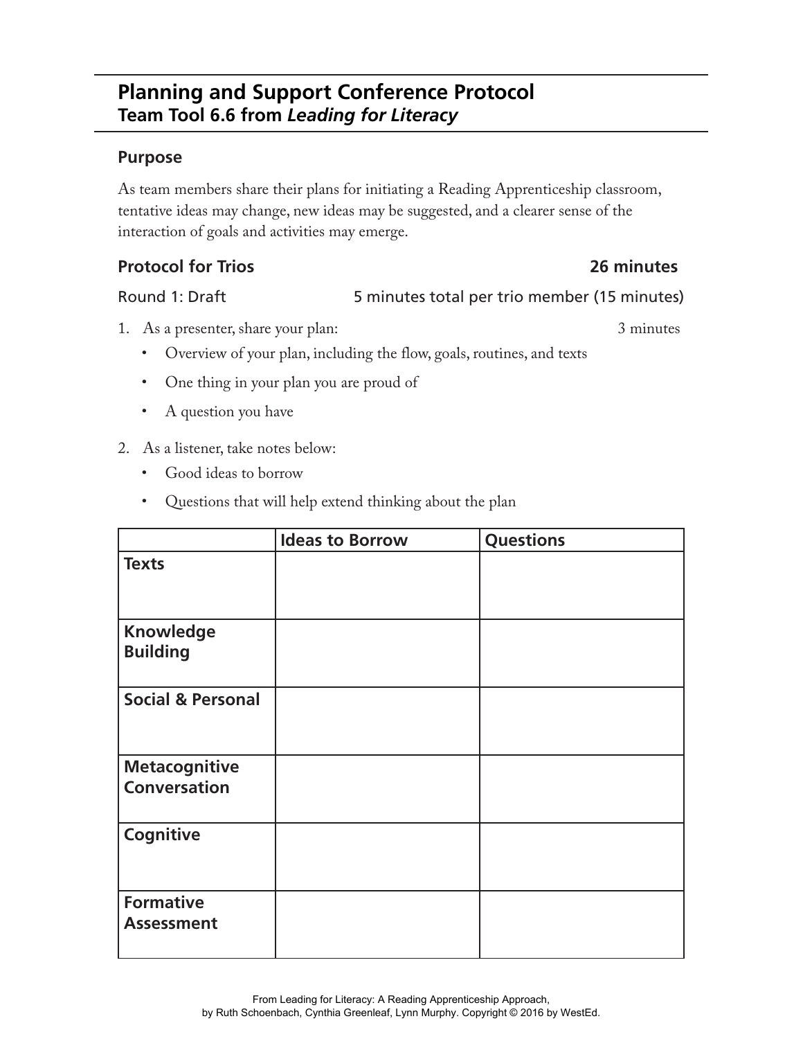# Planning and Support Conference Protocol
## Team Tool 6.6 from *Leading for Literacy*

### Purpose

As team members share their plans for initiating a Reading Apprenticeship classroom, tentative ideas may change, new ideas may be suggested, and a clearer sense of the interaction of goals and activities may emerge.

### Protocol for Trios — 26 minutes

Round 1: Draft — 5 minutes total per trio member (15 minutes)

1. As a presenter, share your plan: — 3 minutes
   - Overview of your plan, including the flow, goals, routines, and texts
   - One thing in your plan you are proud of
   - A question you have
2. As a listener, take notes below:
   - Good ideas to borrow
   - Questions that will help extend thinking about the plan

| | Ideas to Borrow | Questions |
|---|---|---|
| **Texts** | | |
| **Knowledge Building** | | |
| **Social & Personal** | | |
| **Metacognitive Conversation** | | |
| **Cognitive** | | |
| **Formative Assessment** | | |

From Leading for Literacy: A Reading Apprenticeship Approach, by Ruth Schoenbach, Cynthia Greenleaf, Lynn Murphy. Copyright © 2016 by WestEd.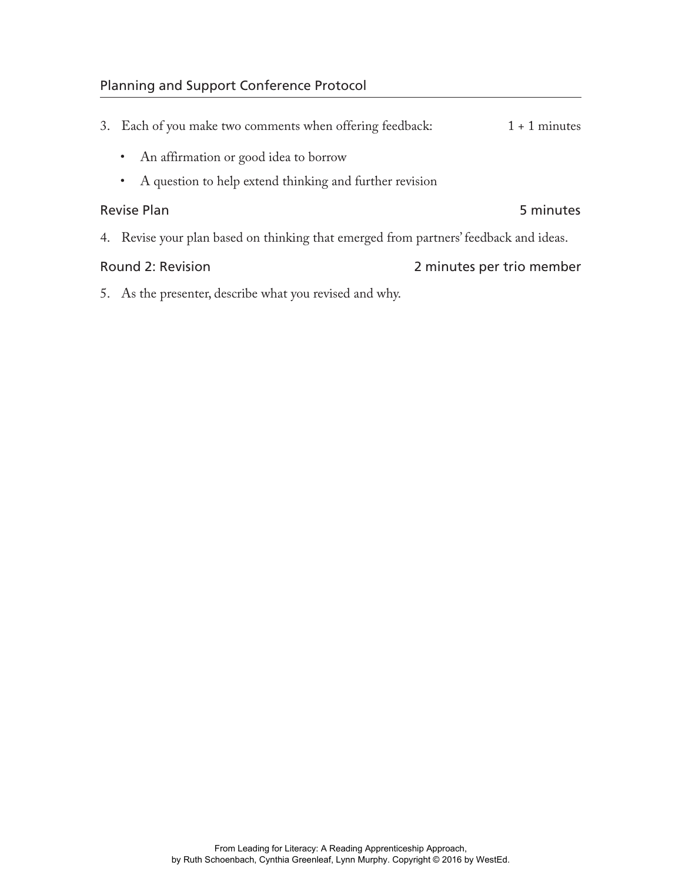3. Each of you make two comments when offering feedback: 1 + 1 minutes
   - An affirmation or good idea to borrow
   - A question to help extend thinking and further revision

### Revise Plan — 5 minutes

4. Revise your plan based on thinking that emerged from partners' feedback and ideas.

### Round 2: Revision — 2 minutes per trio member

5. As the presenter, describe what you revised and why.

From Leading for Literacy: A Reading Apprenticeship Approach,
by Ruth Schoenbach, Cynthia Greenleaf, Lynn Murphy. Copyright © 2016 by WestEd.